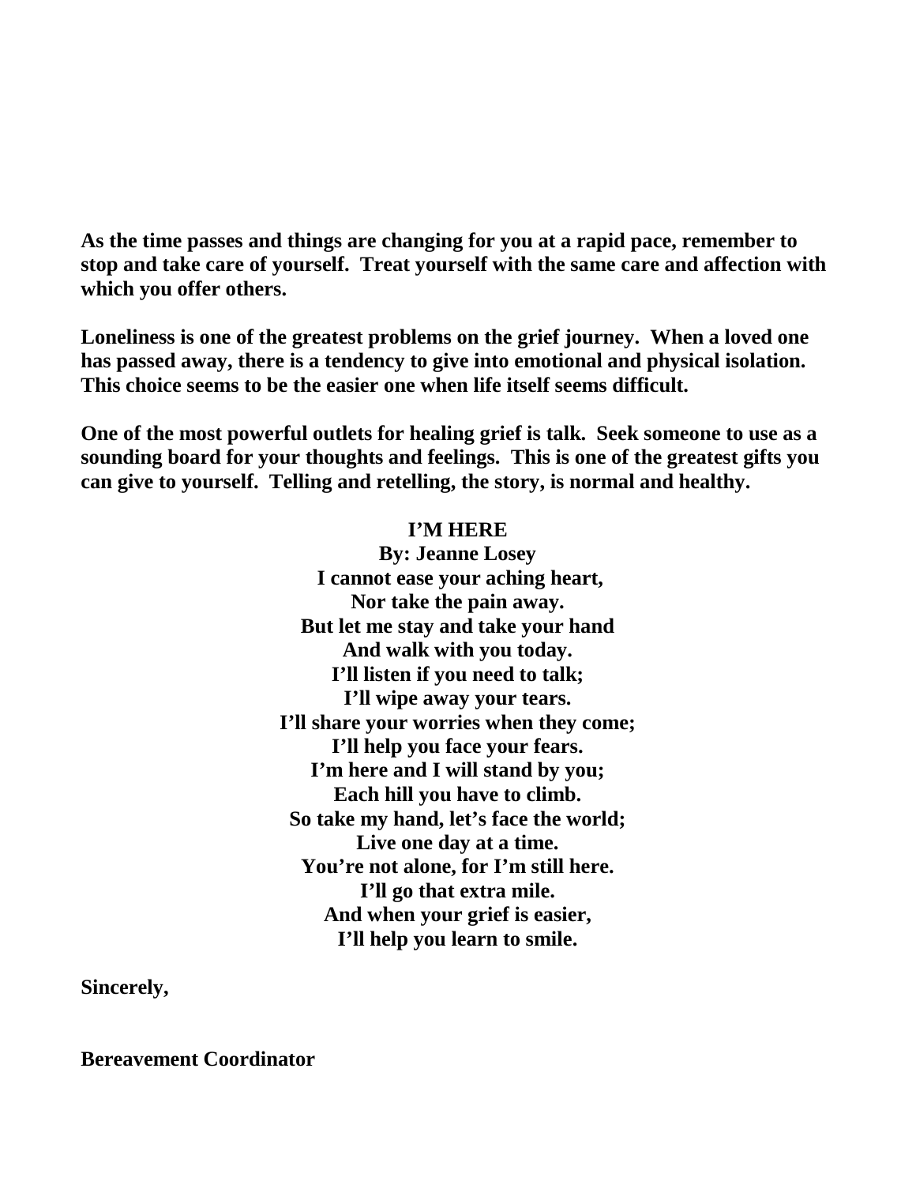**As the time passes and things are changing for you at a rapid pace, remember to stop and take care of yourself. Treat yourself with the same care and affection with which you offer others.**

**Loneliness is one of the greatest problems on the grief journey. When a loved one has passed away, there is a tendency to give into emotional and physical isolation. This choice seems to be the easier one when life itself seems difficult.**

**One of the most powerful outlets for healing grief is talk. Seek someone to use as a sounding board for your thoughts and feelings. This is one of the greatest gifts you can give to yourself. Telling and retelling, the story, is normal and healthy.**

**I'M HERE**
**By: Jeanne Losey**

**I cannot ease your aching heart,**
**Nor take the pain away.**
**But let me stay and take your hand**
**And walk with you today.**
**I'll listen if you need to talk;**
**I'll wipe away your tears.**
**I'll share your worries when they come;**
**I'll help you face your fears.**
**I'm here and I will stand by you;**
**Each hill you have to climb.**
**So take my hand, let's face the world;**
**Live one day at a time.**
**You're not alone, for I'm still here.**
**I'll go that extra mile.**
**And when your grief is easier,**
**I'll help you learn to smile.**

**Sincerely,**

**Bereavement Coordinator**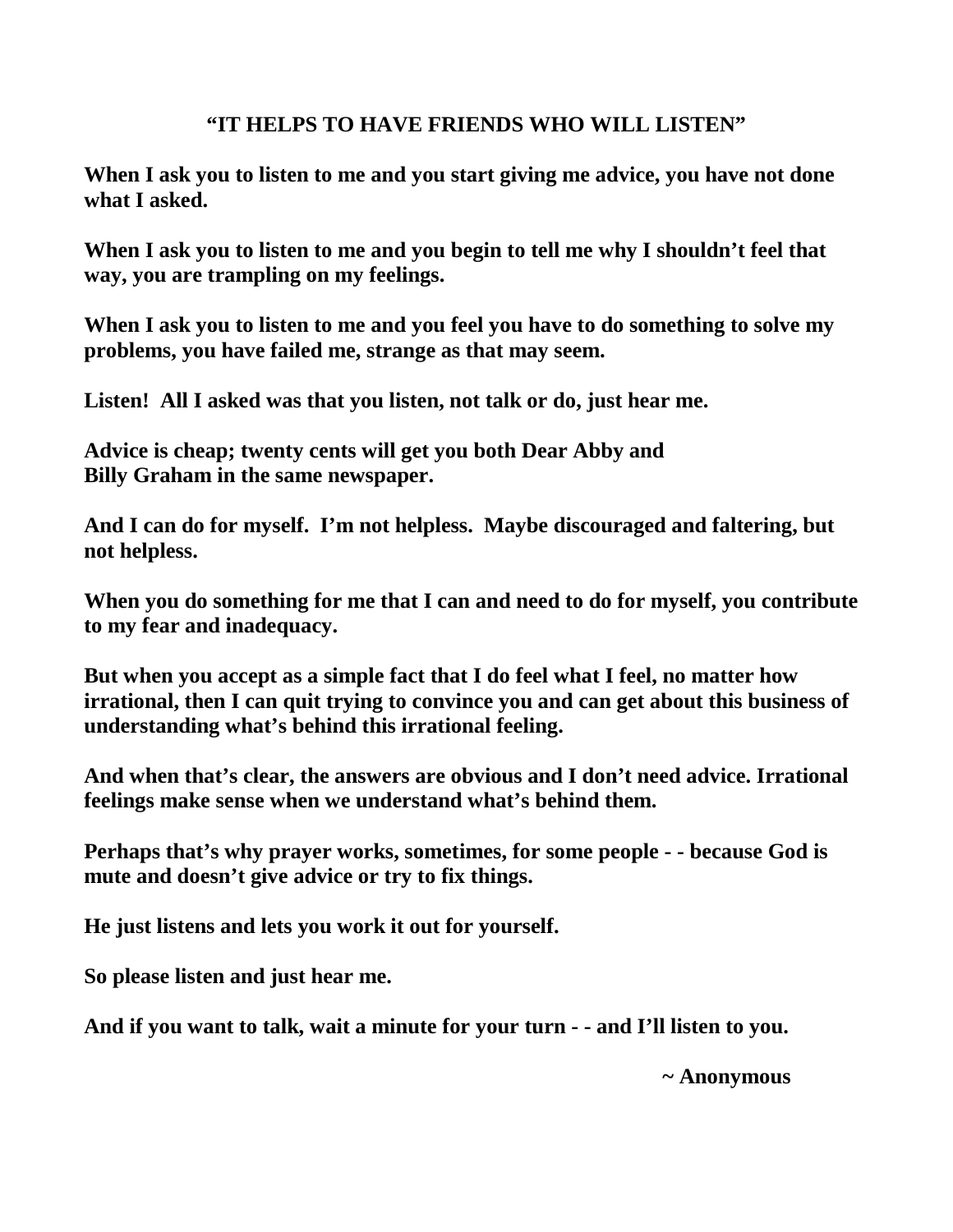## "IT HELPS TO HAVE FRIENDS WHO WILL LISTEN"

**When I ask you to listen to me and you start giving me advice, you have not done what I asked.**

**When I ask you to listen to me and you begin to tell me why I shouldn't feel that way, you are trampling on my feelings.**

**When I ask you to listen to me and you feel you have to do something to solve my problems, you have failed me, strange as that may seem.**

**Listen! All I asked was that you listen, not talk or do, just hear me.**

**Advice is cheap; twenty cents will get you both Dear Abby and Billy Graham in the same newspaper.**

**And I can do for myself. I'm not helpless. Maybe discouraged and faltering, but not helpless.**

**When you do something for me that I can and need to do for myself, you contribute to my fear and inadequacy.**

**But when you accept as a simple fact that I do feel what I feel, no matter how irrational, then I can quit trying to convince you and can get about this business of understanding what's behind this irrational feeling.**

**And when that's clear, the answers are obvious and I don't need advice. Irrational feelings make sense when we understand what's behind them.**

**Perhaps that's why prayer works, sometimes, for some people - - because God is mute and doesn't give advice or try to fix things.**

**He just listens and lets you work it out for yourself.**

**So please listen and just hear me.**

**And if you want to talk, wait a minute for your turn - - and I'll listen to you.**

**~ Anonymous**